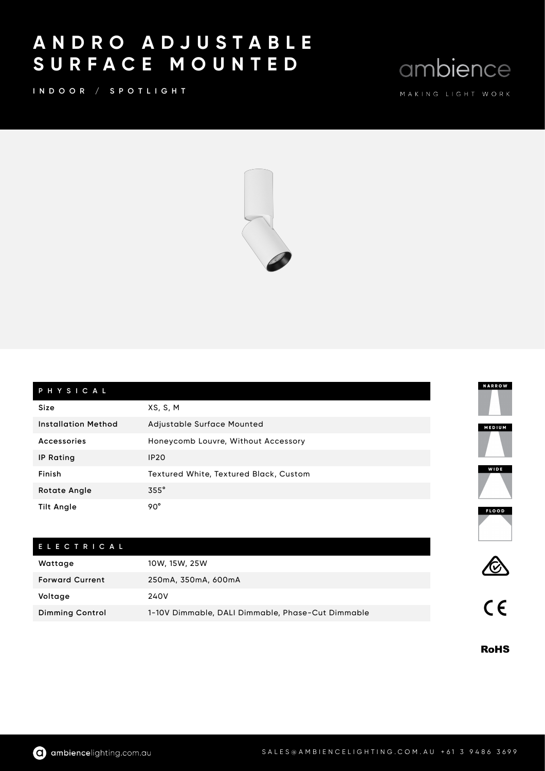# ANDRO ADJUSTABLE SURFACE MOUNTED

INDOOR / SPOTLIGHT

ambience

MAKING LIGHT WORK

| PHYSICAL | |
|---|---|
| Size | XS, S, M |
| Installation Method | Adjustable Surface Mounted |
| Accessories | Honeycomb Louvre, Without Accessory |
| IP Rating | IP20 |
| Finish | Textured White, Textured Black, Custom |
| Rotate Angle | 355° |
| Tilt Angle | 90° |

| ELECTRICAL | |
|---|---|
| Wattage | 10W, 15W, 25W |
| Forward Current | 250mA, 350mA, 600mA |
| Voltage | 240V |
| Dimming Control | 1-10V Dimmable, DALI Dimmable, Phase-Cut Dimmable |

NARROW

MEDIUM

WIDE

FLOOD

CE

RoHS

ambiencelighting.com.au

SALES@AMBIENCELIGHTING.COM.AU +61 3 9486 3699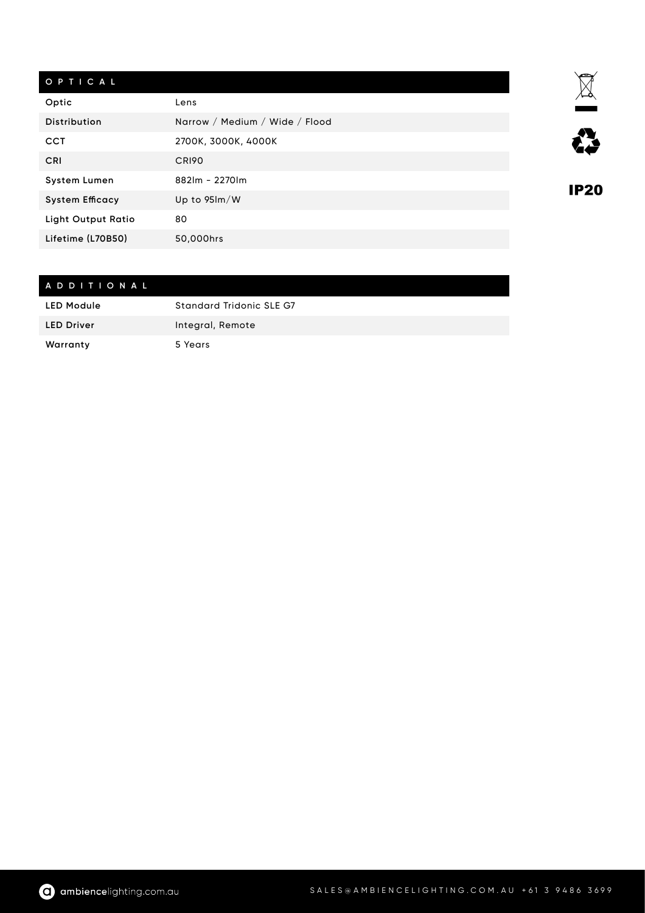## OPTICAL

| | |
|---|---|
| **Optic** | Lens |
| **Distribution** | Narrow / Medium / Wide / Flood |
| **CCT** | 2700K, 3000K, 4000K |
| **CRI** | CRI90 |
| **System Lumen** | 882lm - 2270lm |
| **System Efficacy** | Up to 95lm/W |
| **Light Output Ratio** | 80 |
| **Lifetime (L70B50)** | 50,000hrs |

**IP20**

## ADDITIONAL

| | |
|---|---|
| **LED Module** | Standard Tridonic SLE G7 |
| **LED Driver** | Integral, Remote |
| **Warranty** | 5 Years |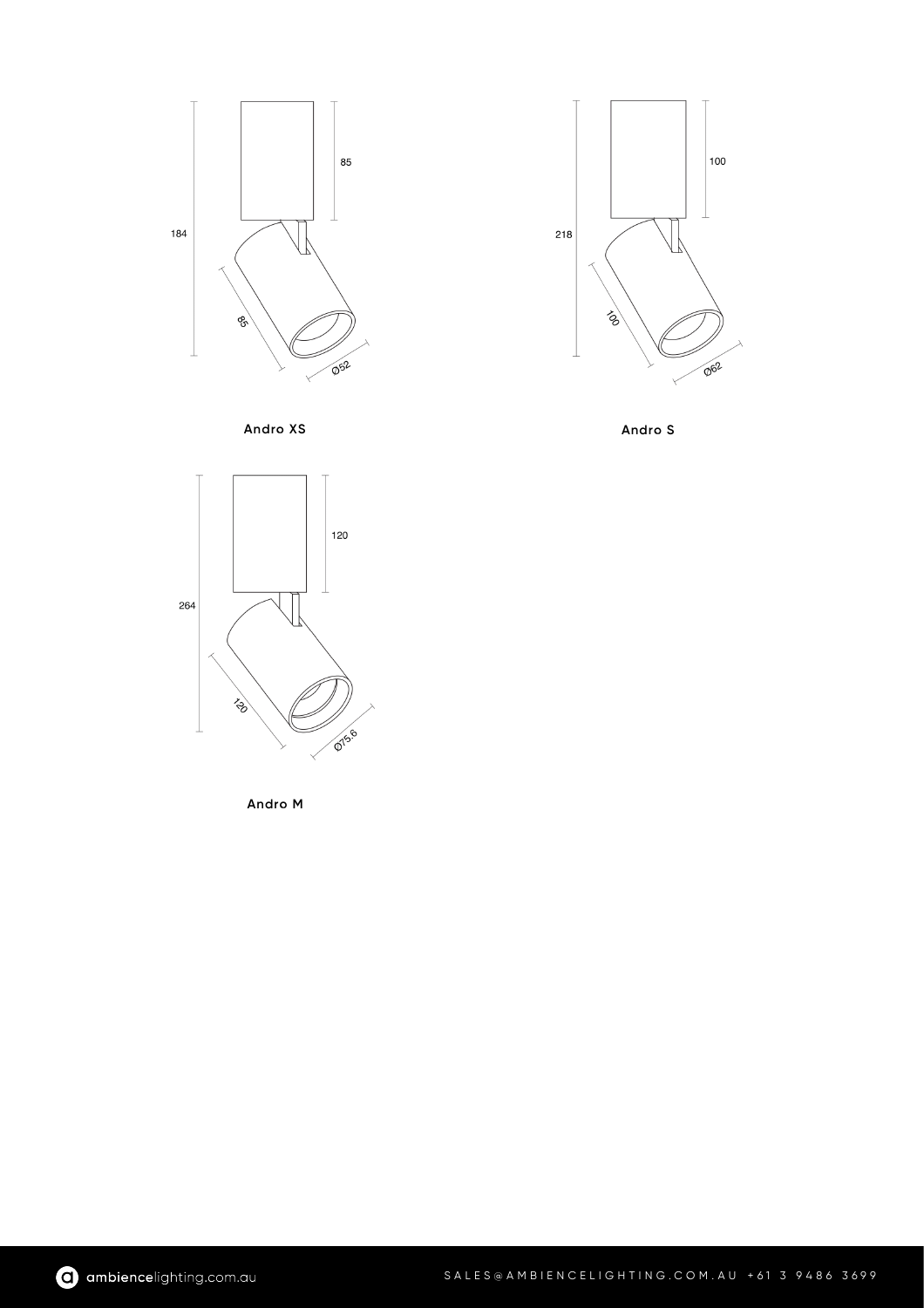184

85

85

Ø52

**Andro XS**

218

100

100

Ø62

**Andro S**

264

120

120

Ø75.6

**Andro M**